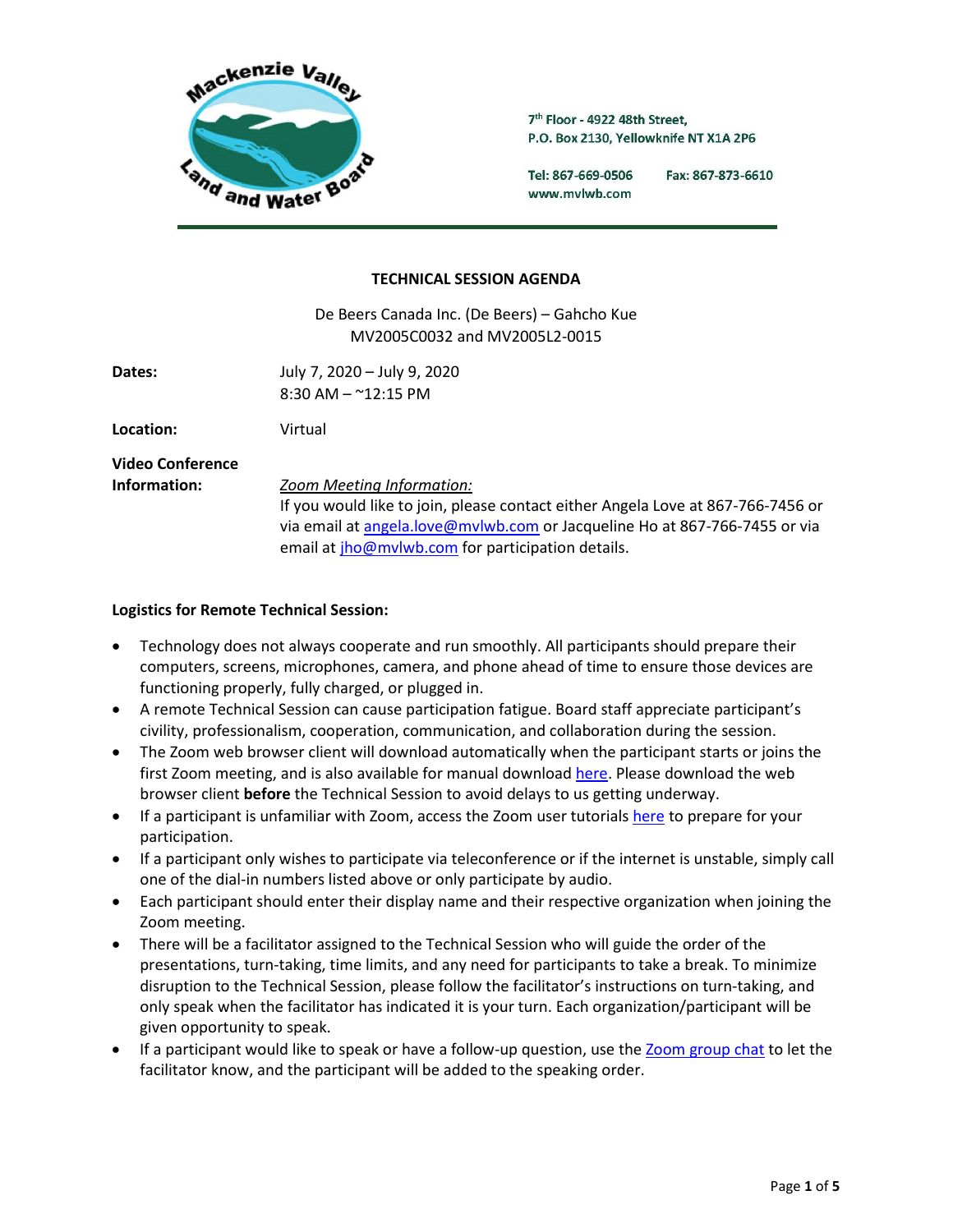Mackenzie Valley Land and Water Board

7th Floor - 4922 48th Street,
P.O. Box 2130, Yellowknife NT X1A 2P6

Tel: 867-669-0506 Fax: 867-873-6610
www.mvlwb.com

# TECHNICAL SESSION AGENDA

De Beers Canada Inc. (De Beers) – Gahcho Kue
MV2005C0032 and MV2005L2-0015

**Dates:** July 7, 2020 – July 9, 2020
8:30 AM – ~12:15 PM

**Location:** Virtual

**Video Conference Information:** *Zoom Meeting Information:*
If you would like to join, please contact either Angela Love at 867-766-7456 or via email at angela.love@mvlwb.com or Jacqueline Ho at 867-766-7455 or via email at jho@mvlwb.com for participation details.

**Logistics for Remote Technical Session:**

- Technology does not always cooperate and run smoothly. All participants should prepare their computers, screens, microphones, camera, and phone ahead of time to ensure those devices are functioning properly, fully charged, or plugged in.
- A remote Technical Session can cause participation fatigue. Board staff appreciate participant's civility, professionalism, cooperation, communication, and collaboration during the session.
- The Zoom web browser client will download automatically when the participant starts or joins the first Zoom meeting, and is also available for manual download here. Please download the web browser client **before** the Technical Session to avoid delays to us getting underway.
- If a participant is unfamiliar with Zoom, access the Zoom user tutorials here to prepare for your participation.
- If a participant only wishes to participate via teleconference or if the internet is unstable, simply call one of the dial-in numbers listed above or only participate by audio.
- Each participant should enter their display name and their respective organization when joining the Zoom meeting.
- There will be a facilitator assigned to the Technical Session who will guide the order of the presentations, turn-taking, time limits, and any need for participants to take a break. To minimize disruption to the Technical Session, please follow the facilitator's instructions on turn-taking, and only speak when the facilitator has indicated it is your turn. Each organization/participant will be given opportunity to speak.
- If a participant would like to speak or have a follow-up question, use the Zoom group chat to let the facilitator know, and the participant will be added to the speaking order.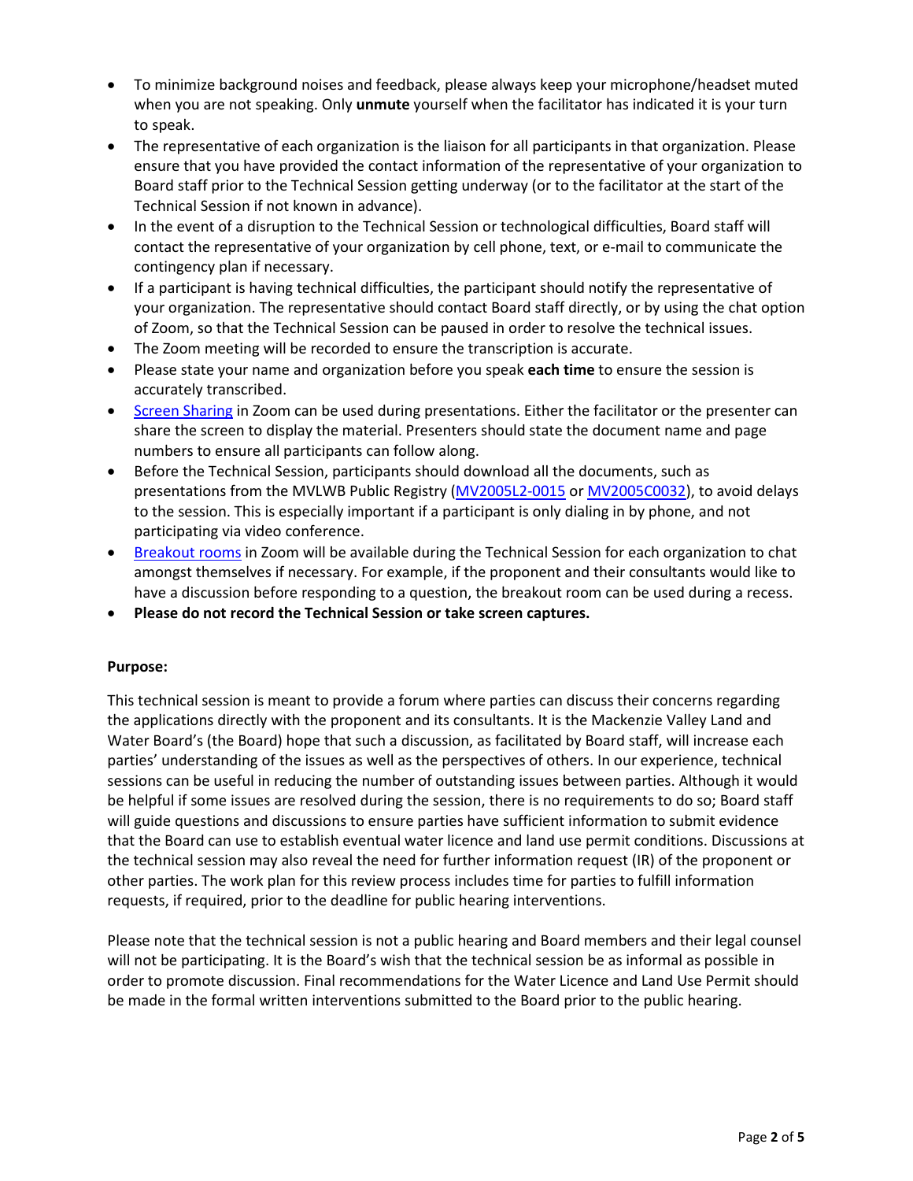- To minimize background noises and feedback, please always keep your microphone/headset muted when you are not speaking. Only **unmute** yourself when the facilitator has indicated it is your turn to speak.
- The representative of each organization is the liaison for all participants in that organization. Please ensure that you have provided the contact information of the representative of your organization to Board staff prior to the Technical Session getting underway (or to the facilitator at the start of the Technical Session if not known in advance).
- In the event of a disruption to the Technical Session or technological difficulties, Board staff will contact the representative of your organization by cell phone, text, or e-mail to communicate the contingency plan if necessary.
- If a participant is having technical difficulties, the participant should notify the representative of your organization. The representative should contact Board staff directly, or by using the chat option of Zoom, so that the Technical Session can be paused in order to resolve the technical issues.
- The Zoom meeting will be recorded to ensure the transcription is accurate.
- Please state your name and organization before you speak **each time** to ensure the session is accurately transcribed.
- Screen Sharing in Zoom can be used during presentations. Either the facilitator or the presenter can share the screen to display the material. Presenters should state the document name and page numbers to ensure all participants can follow along.
- Before the Technical Session, participants should download all the documents, such as presentations from the MVLWB Public Registry (MV2005L2-0015 or MV2005C0032), to avoid delays to the session. This is especially important if a participant is only dialing in by phone, and not participating via video conference.
- Breakout rooms in Zoom will be available during the Technical Session for each organization to chat amongst themselves if necessary. For example, if the proponent and their consultants would like to have a discussion before responding to a question, the breakout room can be used during a recess.
- **Please do not record the Technical Session or take screen captures.**

**Purpose:**

This technical session is meant to provide a forum where parties can discuss their concerns regarding the applications directly with the proponent and its consultants. It is the Mackenzie Valley Land and Water Board's (the Board) hope that such a discussion, as facilitated by Board staff, will increase each parties' understanding of the issues as well as the perspectives of others. In our experience, technical sessions can be useful in reducing the number of outstanding issues between parties. Although it would be helpful if some issues are resolved during the session, there is no requirements to do so; Board staff will guide questions and discussions to ensure parties have sufficient information to submit evidence that the Board can use to establish eventual water licence and land use permit conditions. Discussions at the technical session may also reveal the need for further information request (IR) of the proponent or other parties. The work plan for this review process includes time for parties to fulfill information requests, if required, prior to the deadline for public hearing interventions.

Please note that the technical session is not a public hearing and Board members and their legal counsel will not be participating. It is the Board's wish that the technical session be as informal as possible in order to promote discussion. Final recommendations for the Water Licence and Land Use Permit should be made in the formal written interventions submitted to the Board prior to the public hearing.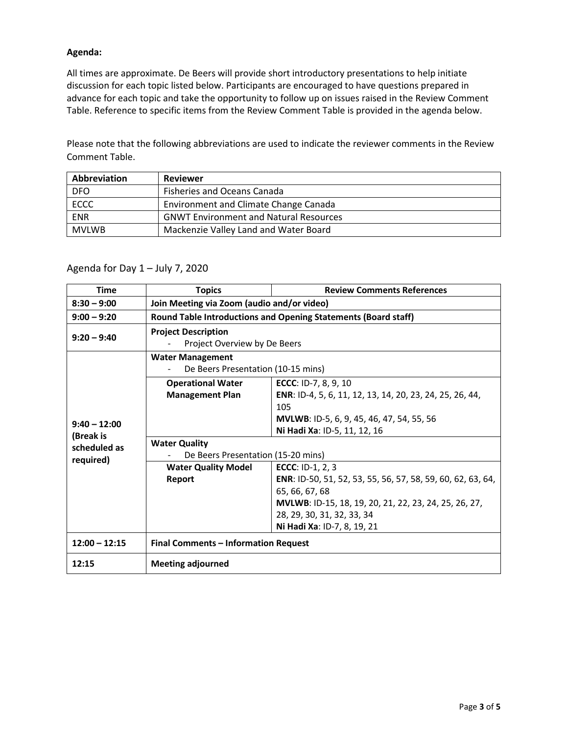**Agenda:**

All times are approximate. De Beers will provide short introductory presentations to help initiate discussion for each topic listed below. Participants are encouraged to have questions prepared in advance for each topic and take the opportunity to follow up on issues raised in the Review Comment Table. Reference to specific items from the Review Comment Table is provided in the agenda below.

Please note that the following abbreviations are used to indicate the reviewer comments in the Review Comment Table.

| Abbreviation | Reviewer |
|---|---|
| DFO | Fisheries and Oceans Canada |
| ECCC | Environment and Climate Change Canada |
| ENR | GNWT Environment and Natural Resources |
| MVLWB | Mackenzie Valley Land and Water Board |

## Agenda for Day 1 – July 7, 2020

| Time | Topics | Review Comments References |
|---|---|---|
| **8:30 – 9:00** | **Join Meeting via Zoom (audio and/or video)** | |
| **9:00 – 9:20** | **Round Table Introductions and Opening Statements (Board staff)** | |
| **9:20 – 9:40** | **Project Description**<br>- Project Overview by De Beers | |
| **9:40 – 12:00 (Break is scheduled as required)** | **Water Management**<br>- De Beers Presentation (10-15 mins) | |
| | **Operational Water Management Plan** | **ECCC**: ID-7, 8, 9, 10<br>**ENR**: ID-4, 5, 6, 11, 12, 13, 14, 20, 23, 24, 25, 26, 44, 105<br>**MVLWB**: ID-5, 6, 9, 45, 46, 47, 54, 55, 56<br>**Ni Hadi Xa**: ID-5, 11, 12, 16 |
| | **Water Quality**<br>- De Beers Presentation (15-20 mins) | |
| | **Water Quality Model Report** | **ECCC**: ID-1, 2, 3<br>**ENR**: ID-50, 51, 52, 53, 55, 56, 57, 58, 59, 60, 62, 63, 64, 65, 66, 67, 68<br>**MVLWB**: ID-15, 18, 19, 20, 21, 22, 23, 24, 25, 26, 27, 28, 29, 30, 31, 32, 33, 34<br>**Ni Hadi Xa**: ID-7, 8, 19, 21 |
| **12:00 – 12:15** | **Final Comments – Information Request** | |
| **12:15** | **Meeting adjourned** | |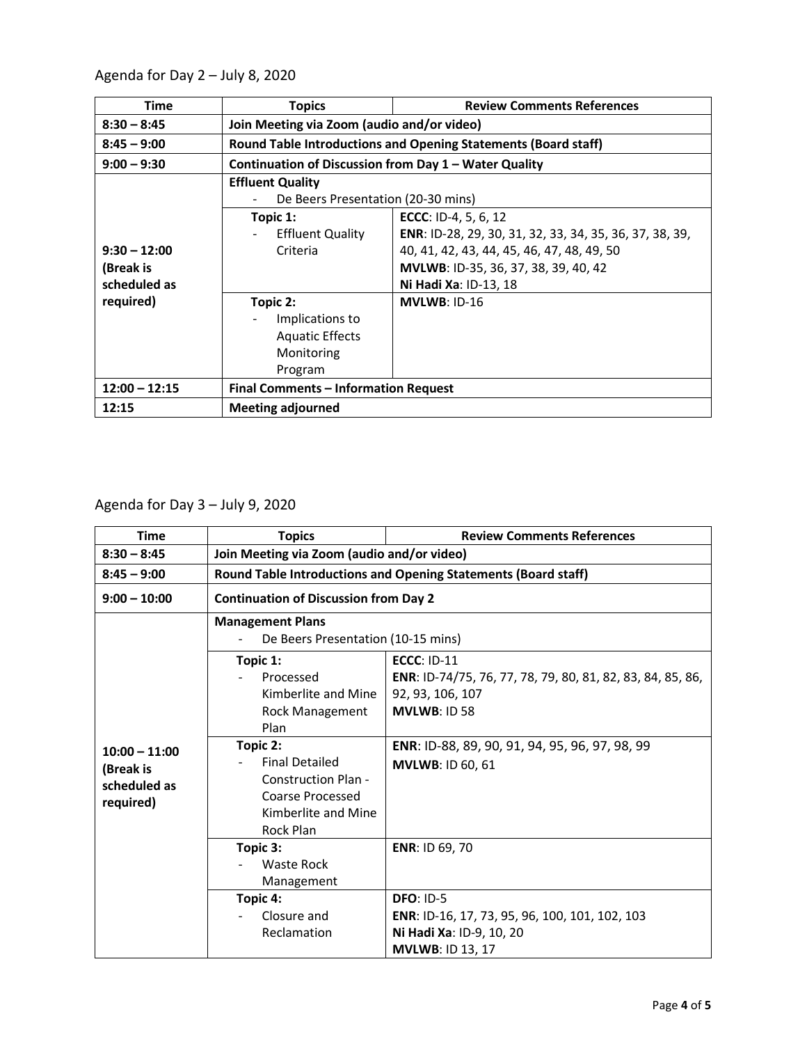Agenda for Day 2 – July 8, 2020

| Time | Topics | Review Comments References |
|---|---|---|
| **8:30 – 8:45** | **Join Meeting via Zoom (audio and/or video)** | |
| **8:45 – 9:00** | **Round Table Introductions and Opening Statements (Board staff)** | |
| **9:00 – 9:30** | **Continuation of Discussion from Day 1 – Water Quality** | |
| **9:30 – 12:00 (Break is scheduled as required)** | **Effluent Quality** - De Beers Presentation (20-30 mins) | |
| | **Topic 1:** - Effluent Quality Criteria | **ECCC**: ID-4, 5, 6, 12 **ENR**: ID-28, 29, 30, 31, 32, 33, 34, 35, 36, 37, 38, 39, 40, 41, 42, 43, 44, 45, 46, 47, 48, 49, 50 **MVLWB**: ID-35, 36, 37, 38, 39, 40, 42 **Ni Hadi Xa**: ID-13, 18 |
| | **Topic 2:** - Implications to Aquatic Effects Monitoring Program | **MVLWB**: ID-16 |
| **12:00 – 12:15** | **Final Comments – Information Request** | |
| **12:15** | **Meeting adjourned** | |

Agenda for Day 3 – July 9, 2020

| Time | Topics | Review Comments References |
|---|---|---|
| **8:30 – 8:45** | **Join Meeting via Zoom (audio and/or video)** | |
| **8:45 – 9:00** | **Round Table Introductions and Opening Statements (Board staff)** | |
| **9:00 – 10:00** | **Continuation of Discussion from Day 2** | |
| **10:00 – 11:00 (Break is scheduled as required)** | **Management Plans** - De Beers Presentation (10-15 mins) | |
| | **Topic 1:** - Processed Kimberlite and Mine Rock Management Plan | **ECCC**: ID-11 **ENR**: ID-74/75, 76, 77, 78, 79, 80, 81, 82, 83, 84, 85, 86, 92, 93, 106, 107 **MVLWB**: ID 58 |
| | **Topic 2:** - Final Detailed Construction Plan - Coarse Processed Kimberlite and Mine Rock Plan | **ENR**: ID-88, 89, 90, 91, 94, 95, 96, 97, 98, 99 **MVLWB**: ID 60, 61 |
| | **Topic 3:** - Waste Rock Management | **ENR**: ID 69, 70 |
| | **Topic 4:** - Closure and Reclamation | **DFO**: ID-5 **ENR**: ID-16, 17, 73, 95, 96, 100, 101, 102, 103 **Ni Hadi Xa**: ID-9, 10, 20 **MVLWB**: ID 13, 17 |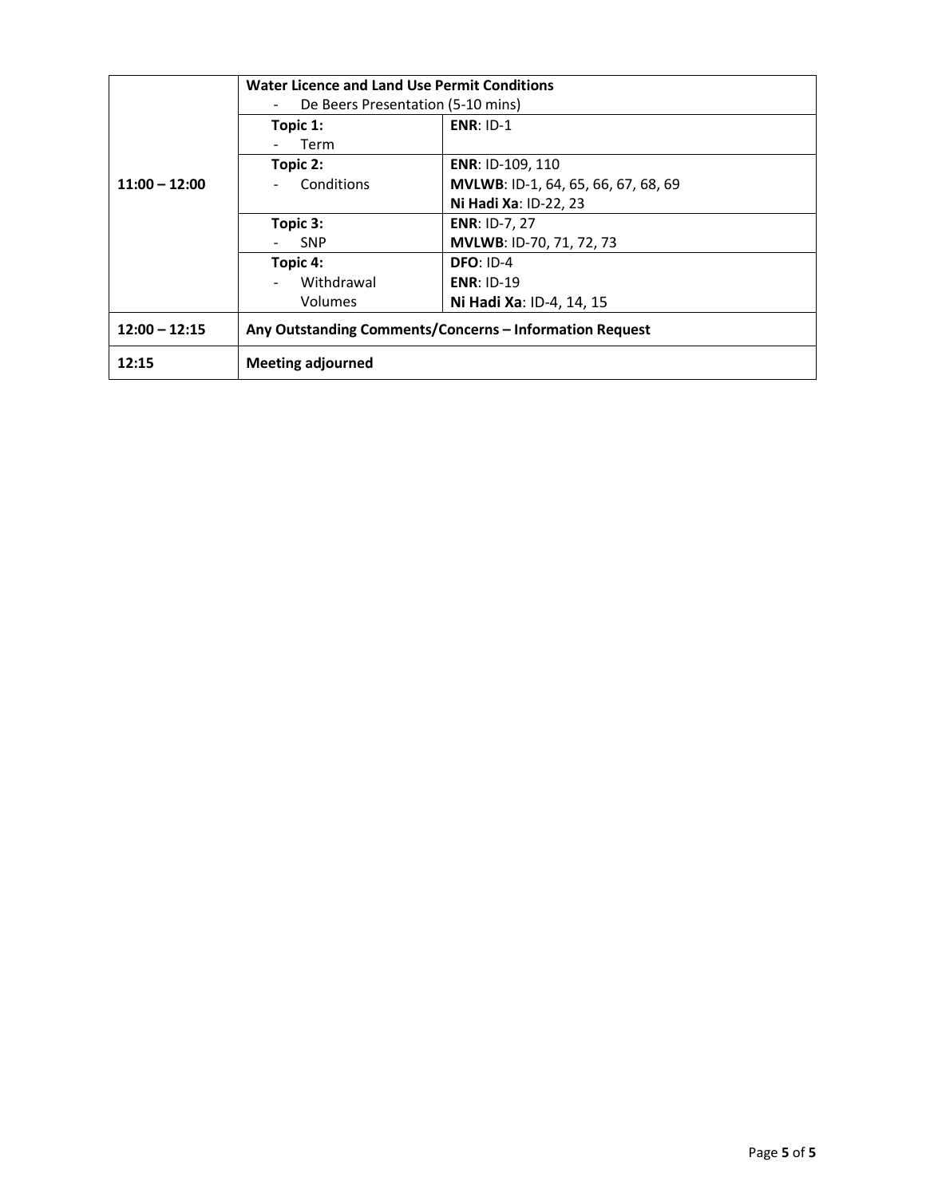| | | |
|---|---|---|
| **11:00 – 12:00** | **Water Licence and Land Use Permit Conditions**<br>- De Beers Presentation (5-10 mins) | |
| | **Topic 1:**<br>- Term | **ENR**: ID-1 |
| | **Topic 2:**<br>- Conditions | **ENR**: ID-109, 110<br>**MVLWB**: ID-1, 64, 65, 66, 67, 68, 69<br>**Ni Hadi Xa**: ID-22, 23 |
| | **Topic 3:**<br>- SNP | **ENR**: ID-7, 27<br>**MVLWB**: ID-70, 71, 72, 73 |
| | **Topic 4:**<br>- Withdrawal Volumes | **DFO**: ID-4<br>**ENR**: ID-19<br>**Ni Hadi Xa**: ID-4, 14, 15 |
| **12:00 – 12:15** | **Any Outstanding Comments/Concerns – Information Request** | |
| **12:15** | **Meeting adjourned** | |